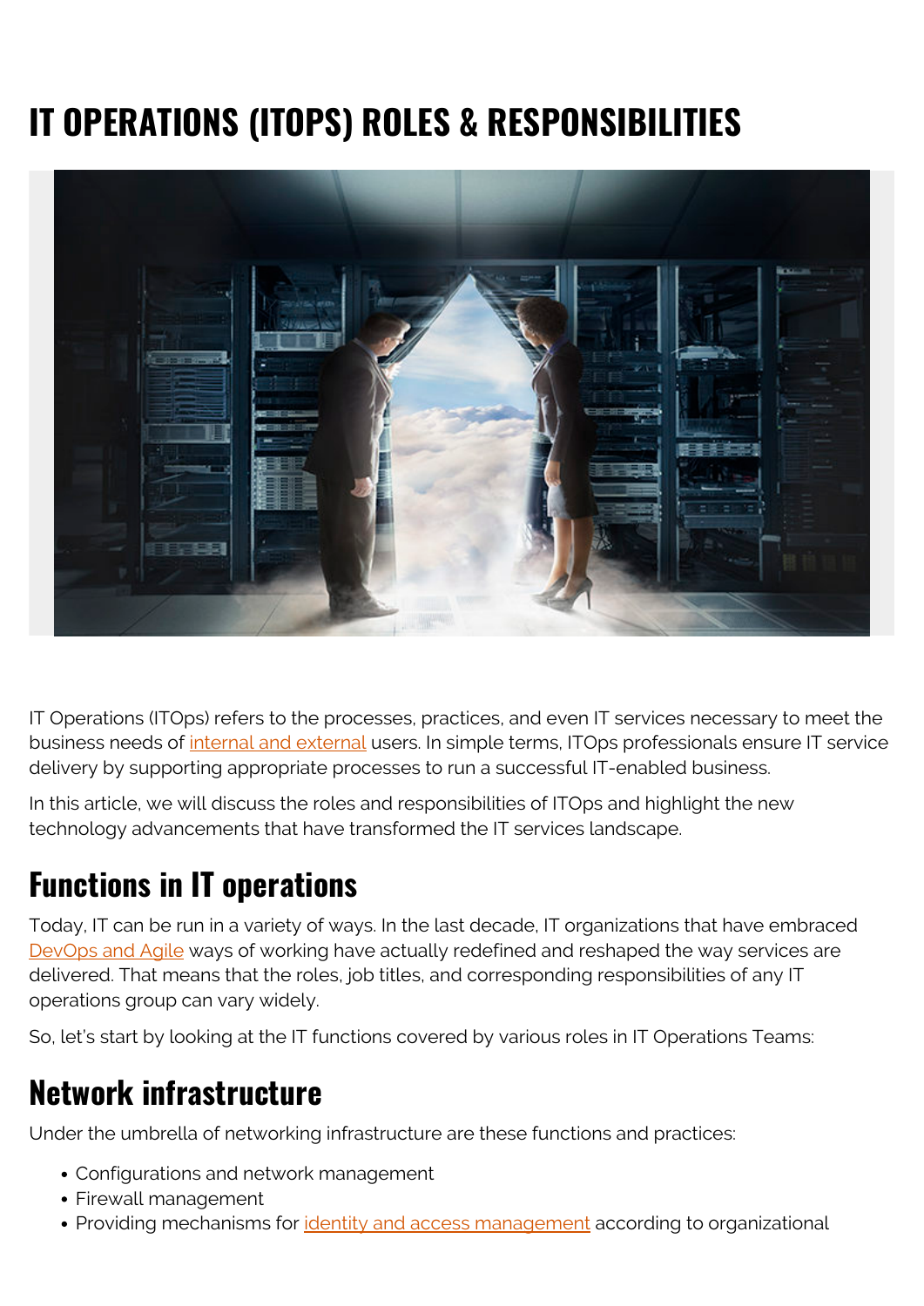# IT OPERATIONS (ITOPS) ROLES & RESPONSIBILITIES

IT Operations (ITOps) refers to the processes, practices, and even IT services necessary to meet the business needs of internal and external users. In simple terms, ITOps professionals ensure IT service delivery by supporting appropriate processes to run a successful IT-enabled business.

In this article, we will discuss the roles and responsibilities of ITOps and highlight the new technology advancements that have transformed the IT services landscape.

## Functions in IT operations

Today, IT can be run in a variety of ways. In the last decade, IT organizations that have embraced DevOps and Agile ways of working have actually redefined and reshaped the way services are delivered. That means that the roles, job titles, and corresponding responsibilities of any IT operations group can vary widely.

So, let's start by looking at the IT functions covered by various roles in IT Operations Teams:

## Network infrastructure

Under the umbrella of networking infrastructure are these functions and practices:

- Configurations and network management
- Firewall management
- Providing mechanisms for identity and access management according to organizational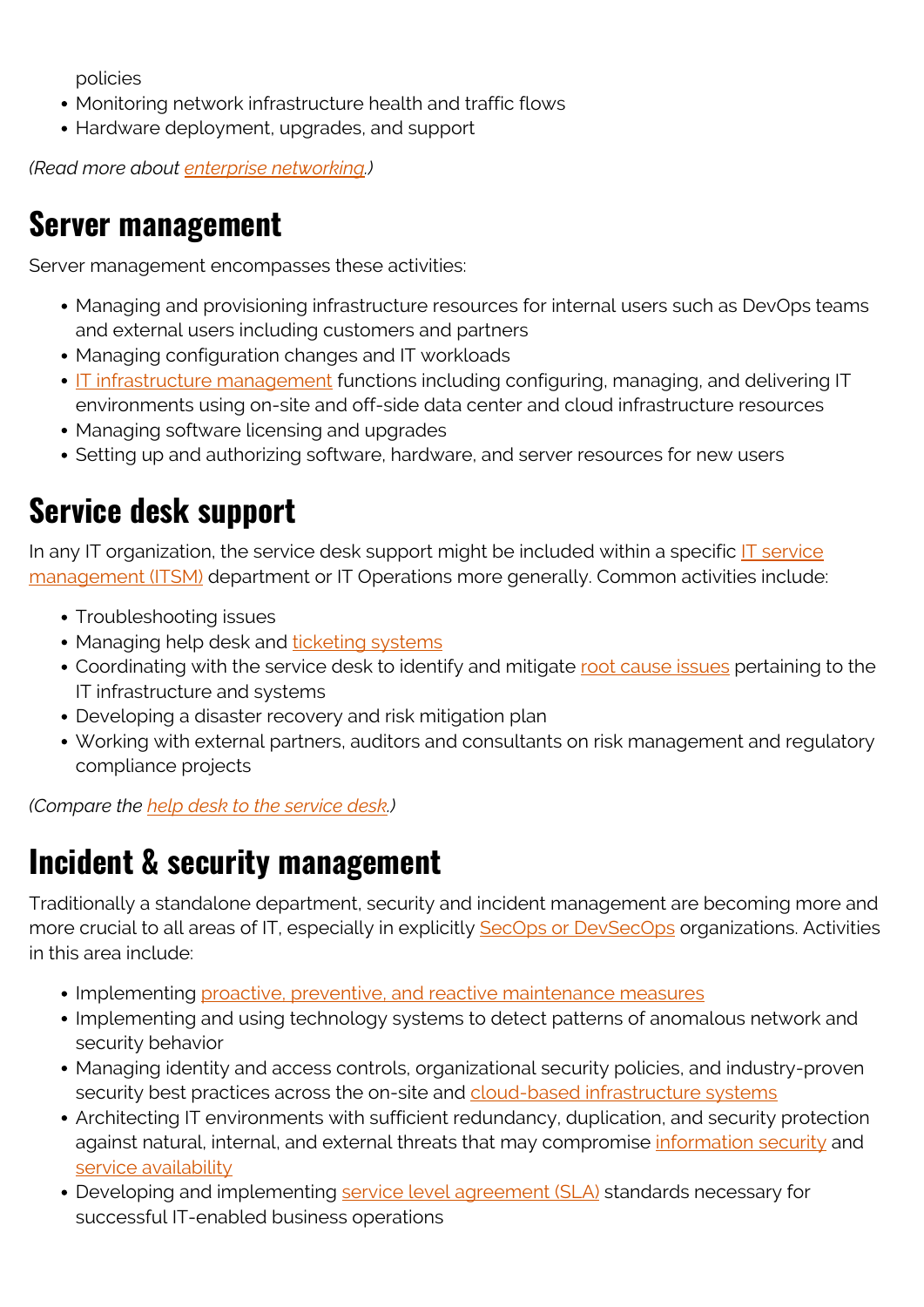policies

- Monitoring network infrastructure health and traffic flows
- Hardware deployment, upgrades, and support

*(Read more about enterprise networking.)*

## Server management

Server management encompasses these activities:

- Managing and provisioning infrastructure resources for internal users such as DevOps teams and external users including customers and partners
- Managing configuration changes and IT workloads
- IT infrastructure management functions including configuring, managing, and delivering IT environments using on-site and off-side data center and cloud infrastructure resources
- Managing software licensing and upgrades
- Setting up and authorizing software, hardware, and server resources for new users

## Service desk support

In any IT organization, the service desk support might be included within a specific IT service management (ITSM) department or IT Operations more generally. Common activities include:

- Troubleshooting issues
- Managing help desk and ticketing systems
- Coordinating with the service desk to identify and mitigate root cause issues pertaining to the IT infrastructure and systems
- Developing a disaster recovery and risk mitigation plan
- Working with external partners, auditors and consultants on risk management and regulatory compliance projects

*(Compare the help desk to the service desk.)*

## Incident & security management

Traditionally a standalone department, security and incident management are becoming more and more crucial to all areas of IT, especially in explicitly SecOps or DevSecOps organizations. Activities in this area include:

- Implementing proactive, preventive, and reactive maintenance measures
- Implementing and using technology systems to detect patterns of anomalous network and security behavior
- Managing identity and access controls, organizational security policies, and industry-proven security best practices across the on-site and cloud-based infrastructure systems
- Architecting IT environments with sufficient redundancy, duplication, and security protection against natural, internal, and external threats that may compromise information security and service availability
- Developing and implementing service level agreement (SLA) standards necessary for successful IT-enabled business operations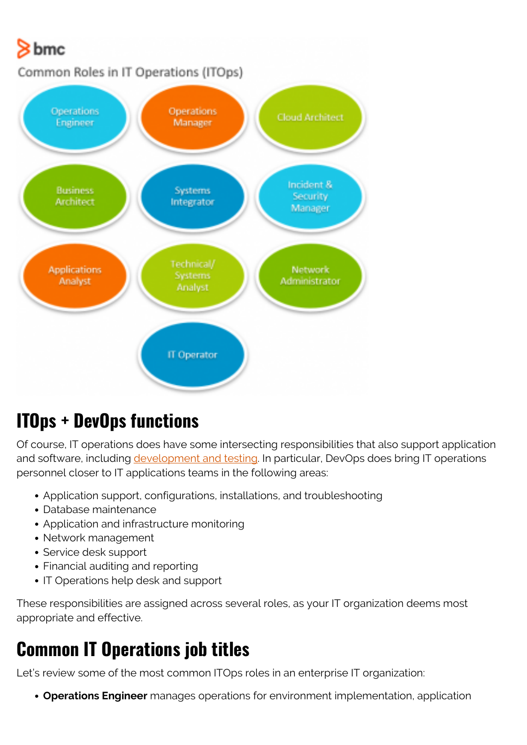bmc

Common Roles in IT Operations (ITOps)

- Operations Engineer
- Operations Manager
- Cloud Architect
- Business Architect
- Systems Integrator
- Incident & Security Manager
- Applications Analyst
- Technical/ Systems Analyst
- Network Administrator
- IT Operator

## ITOps + DevOps functions

Of course, IT operations does have some intersecting responsibilities that also support application and software, including development and testing. In particular, DevOps does bring IT operations personnel closer to IT applications teams in the following areas:

- Application support, configurations, installations, and troubleshooting
- Database maintenance
- Application and infrastructure monitoring
- Network management
- Service desk support
- Financial auditing and reporting
- IT Operations help desk and support

These responsibilities are assigned across several roles, as your IT organization deems most appropriate and effective.

## Common IT Operations job titles

Let's review some of the most common ITOps roles in an enterprise IT organization:

- **Operations Engineer** manages operations for environment implementation, application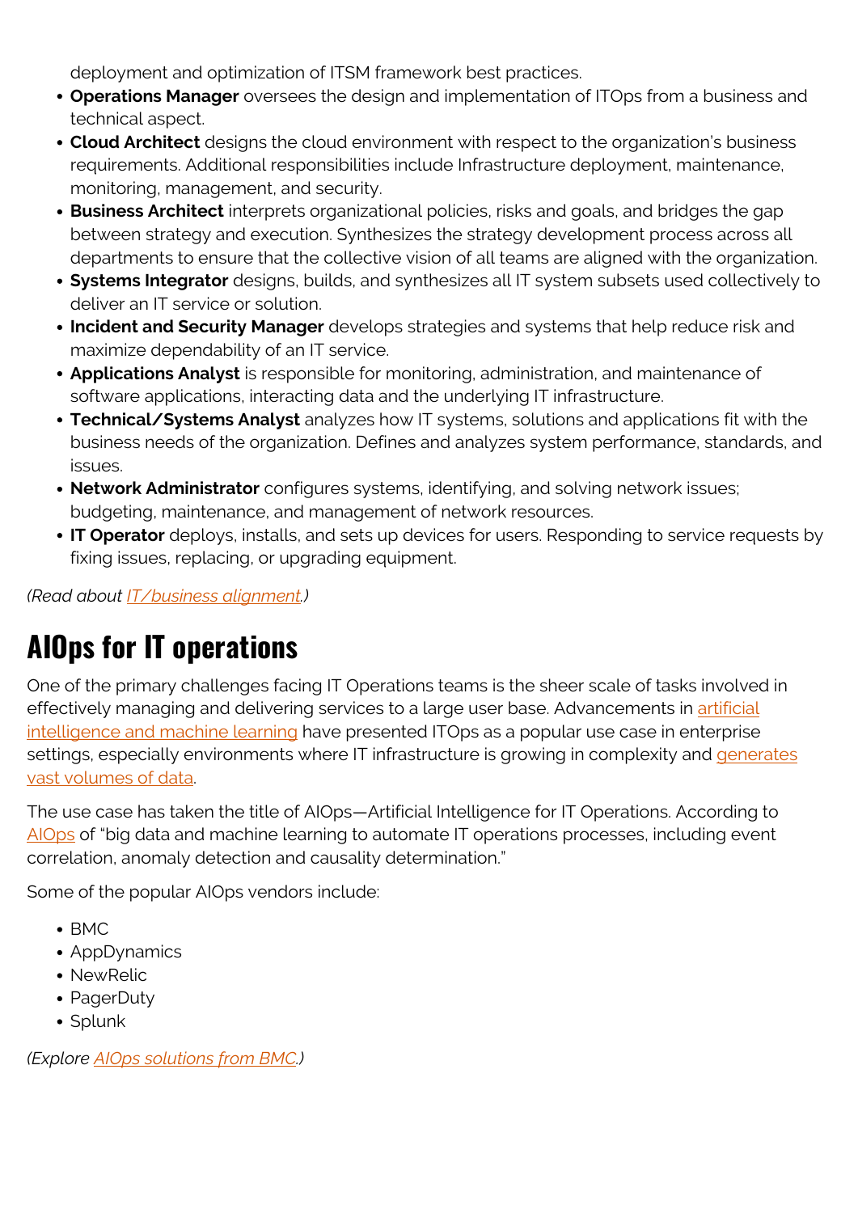deployment and optimization of ITSM framework best practices.

- **Operations Manager** oversees the design and implementation of ITOps from a business and technical aspect.
- **Cloud Architect** designs the cloud environment with respect to the organization's business requirements. Additional responsibilities include Infrastructure deployment, maintenance, monitoring, management, and security.
- **Business Architect** interprets organizational policies, risks and goals, and bridges the gap between strategy and execution. Synthesizes the strategy development process across all departments to ensure that the collective vision of all teams are aligned with the organization.
- **Systems Integrator** designs, builds, and synthesizes all IT system subsets used collectively to deliver an IT service or solution.
- **Incident and Security Manager** develops strategies and systems that help reduce risk and maximize dependability of an IT service.
- **Applications Analyst** is responsible for monitoring, administration, and maintenance of software applications, interacting data and the underlying IT infrastructure.
- **Technical/Systems Analyst** analyzes how IT systems, solutions and applications fit with the business needs of the organization. Defines and analyzes system performance, standards, and issues.
- **Network Administrator** configures systems, identifying, and solving network issues; budgeting, maintenance, and management of network resources.
- **IT Operator** deploys, installs, and sets up devices for users. Responding to service requests by fixing issues, replacing, or upgrading equipment.

*(Read about IT/business alignment.)*

## AIOps for IT operations

One of the primary challenges facing IT Operations teams is the sheer scale of tasks involved in effectively managing and delivering services to a large user base. Advancements in artificial intelligence and machine learning have presented ITOps as a popular use case in enterprise settings, especially environments where IT infrastructure is growing in complexity and generates vast volumes of data.

The use case has taken the title of AIOps—Artificial Intelligence for IT Operations. According to AIOps of "big data and machine learning to automate IT operations processes, including event correlation, anomaly detection and causality determination."

Some of the popular AIOps vendors include:

- BMC
- AppDynamics
- NewRelic
- PagerDuty
- Splunk

*(Explore AIOps solutions from BMC.)*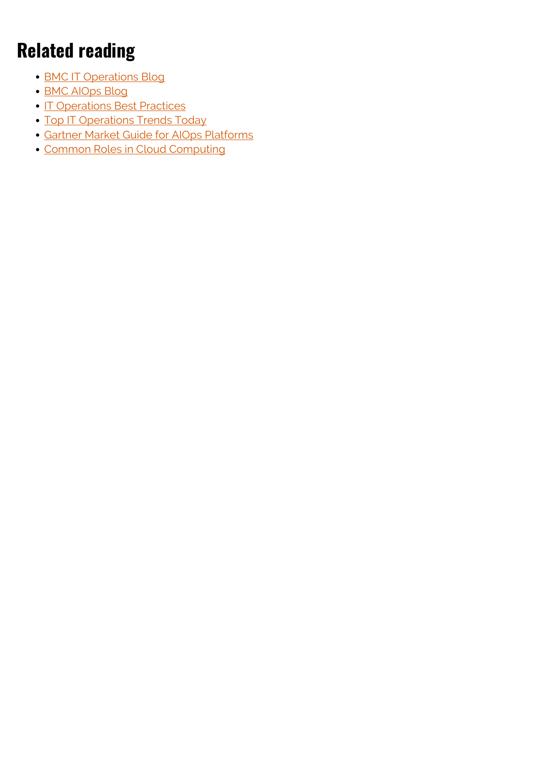## Related reading

- BMC IT Operations Blog
- BMC AIOps Blog
- IT Operations Best Practices
- Top IT Operations Trends Today
- Gartner Market Guide for AIOps Platforms
- Common Roles in Cloud Computing